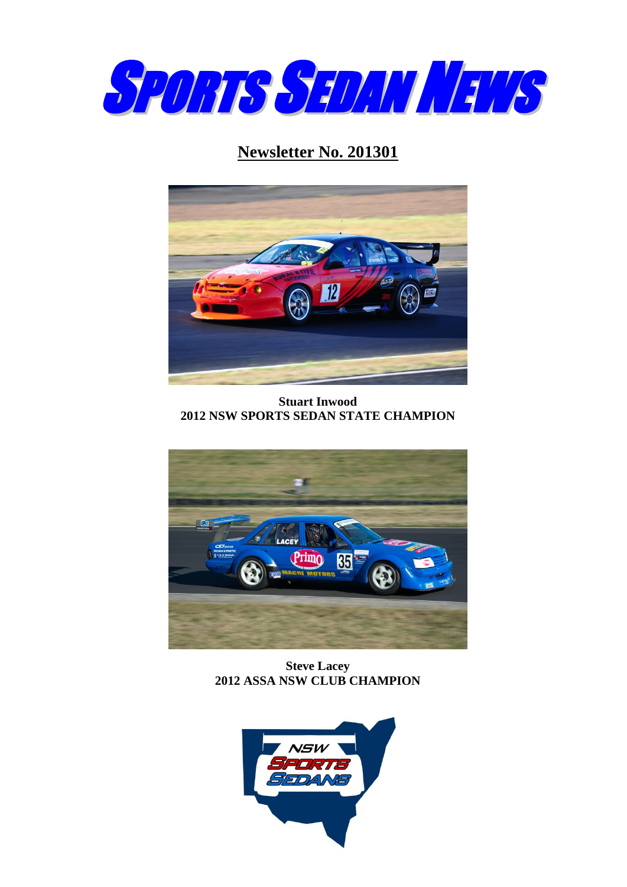# SPORTS SEDAN NEWS

## Newsletter No. 201301

**Stuart Inwood**
**2012 NSW SPORTS SEDAN STATE CHAMPION**

**Steve Lacey**
**2012 ASSA NSW CLUB CHAMPION**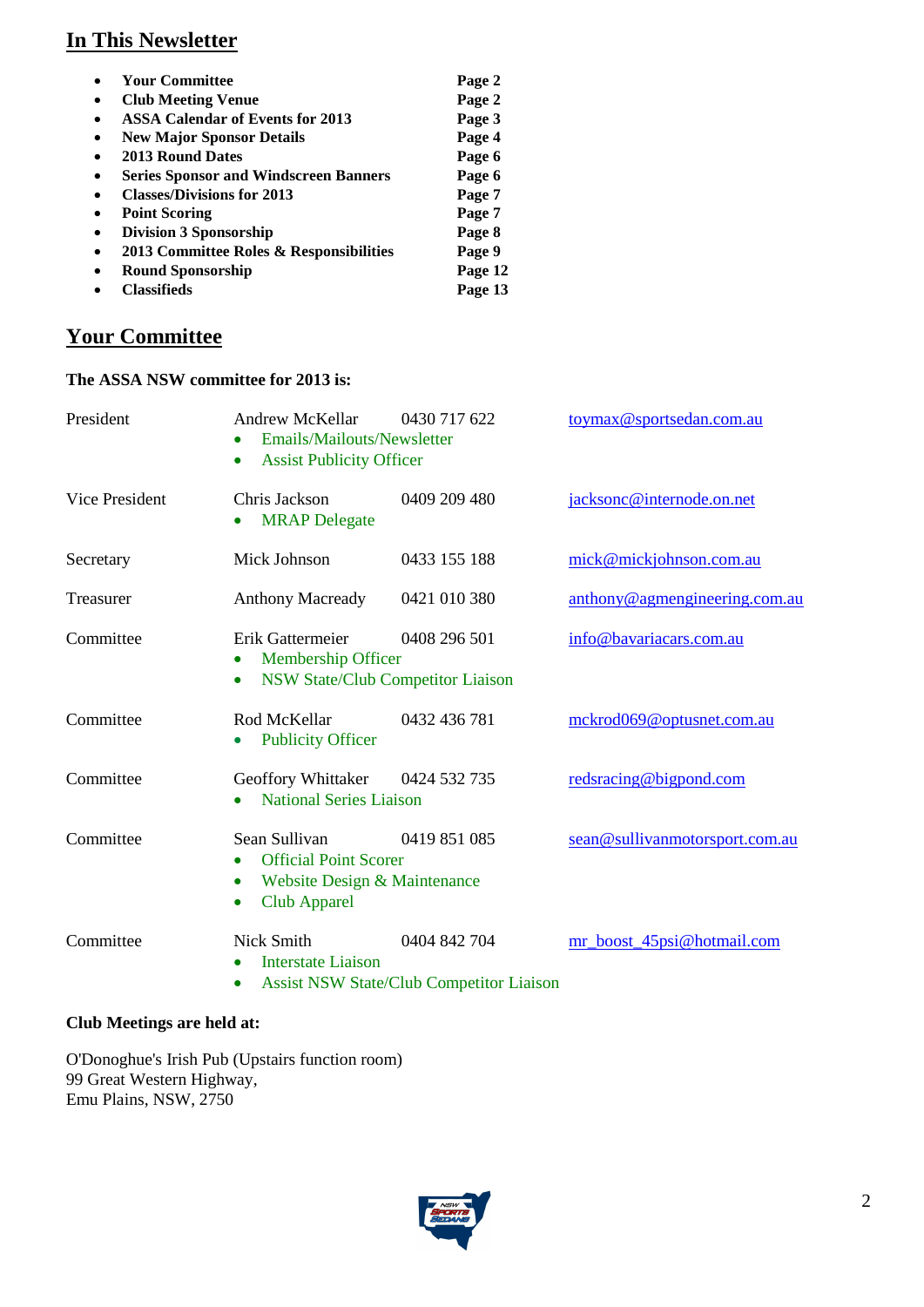## In This Newsletter

- **Your Committee** **Page 2**
- **Club Meeting Venue** **Page 2**
- **ASSA Calendar of Events for 2013** **Page 3**
- **New Major Sponsor Details** **Page 4**
- **2013 Round Dates** **Page 6**
- **Series Sponsor and Windscreen Banners** **Page 6**
- **Classes/Divisions for 2013** **Page 7**
- **Point Scoring** **Page 7**
- **Division 3 Sponsorship** **Page 8**
- **2013 Committee Roles & Responsibilities** **Page 9**
- **Round Sponsorship** **Page 12**
- **Classifieds** **Page 13**

## Your Committee

**The ASSA NSW committee for 2013 is:**

| | | | |
|---|---|---|---|
| President | Andrew McKellar<br>• Emails/Mailouts/Newsletter<br>• Assist Publicity Officer | 0430 717 622 | toymax@sportsedan.com.au |
| Vice President | Chris Jackson<br>• MRAP Delegate | 0409 209 480 | jacksonc@internode.on.net |
| Secretary | Mick Johnson | 0433 155 188 | mick@mickjohnson.com.au |
| Treasurer | Anthony Macready | 0421 010 380 | anthony@agmengineering.com.au |
| Committee | Erik Gattermeier<br>• Membership Officer<br>• NSW State/Club Competitor Liaison | 0408 296 501 | info@bavariacars.com.au |
| Committee | Rod McKellar<br>• Publicity Officer | 0432 436 781 | mckrod069@optusnet.com.au |
| Committee | Geoffory Whittaker<br>• National Series Liaison | 0424 532 735 | redsracing@bigpond.com |
| Committee | Sean Sullivan<br>• Official Point Scorer<br>• Website Design & Maintenance<br>• Club Apparel | 0419 851 085 | sean@sullivanmotorsport.com.au |
| Committee | Nick Smith<br>• Interstate Liaison<br>• Assist NSW State/Club Competitor Liaison | 0404 842 704 | mr_boost_45psi@hotmail.com |

**Club Meetings are held at:**

O'Donoghue's Irish Pub (Upstairs function room)
99 Great Western Highway,
Emu Plains, NSW, 2750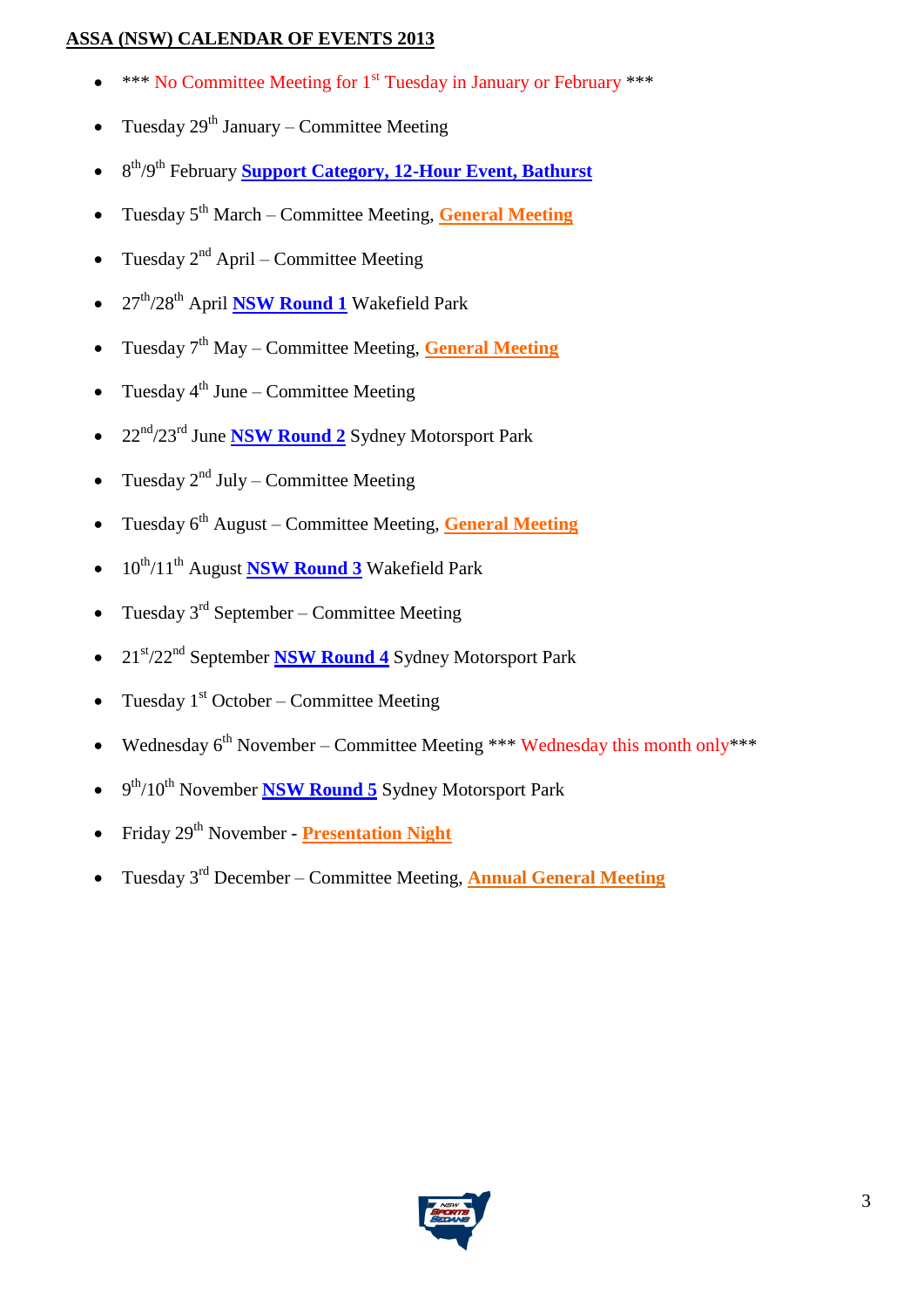**ASSA (NSW) CALENDAR OF EVENTS 2013**

- *** No Committee Meeting for 1st Tuesday in January or February ***
- Tuesday 29th January – Committee Meeting
- 8th/9th February **Support Category, 12-Hour Event, Bathurst**
- Tuesday 5th March – Committee Meeting, **General Meeting**
- Tuesday 2nd April – Committee Meeting
- 27th/28th April **NSW Round 1** Wakefield Park
- Tuesday 7th May – Committee Meeting, **General Meeting**
- Tuesday 4th June – Committee Meeting
- 22nd/23rd June **NSW Round 2** Sydney Motorsport Park
- Tuesday 2nd July – Committee Meeting
- Tuesday 6th August – Committee Meeting, **General Meeting**
- 10th/11th August **NSW Round 3** Wakefield Park
- Tuesday 3rd September – Committee Meeting
- 21st/22nd September **NSW Round 4** Sydney Motorsport Park
- Tuesday 1st October – Committee Meeting
- Wednesday 6th November – Committee Meeting *** Wednesday this month only***
- 9th/10th November **NSW Round 5** Sydney Motorsport Park
- Friday 29th November - **Presentation Night**
- Tuesday 3rd December – Committee Meeting, **Annual General Meeting**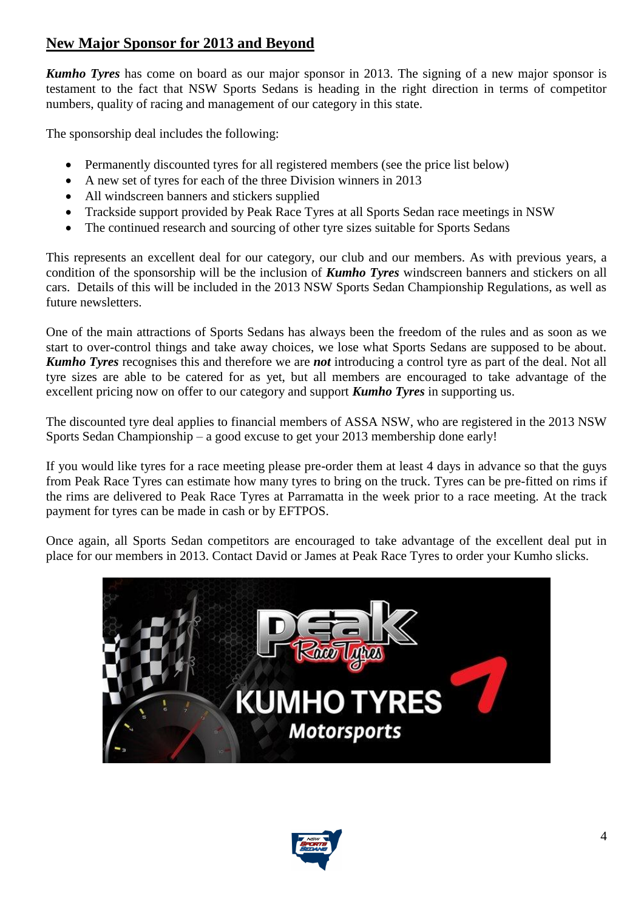## New Major Sponsor for 2013 and Beyond

***Kumho Tyres*** has come on board as our major sponsor in 2013. The signing of a new major sponsor is testament to the fact that NSW Sports Sedans is heading in the right direction in terms of competitor numbers, quality of racing and management of our category in this state.

The sponsorship deal includes the following:

- Permanently discounted tyres for all registered members (see the price list below)
- A new set of tyres for each of the three Division winners in 2013
- All windscreen banners and stickers supplied
- Trackside support provided by Peak Race Tyres at all Sports Sedan race meetings in NSW
- The continued research and sourcing of other tyre sizes suitable for Sports Sedans

This represents an excellent deal for our category, our club and our members. As with previous years, a condition of the sponsorship will be the inclusion of ***Kumho Tyres*** windscreen banners and stickers on all cars. Details of this will be included in the 2013 NSW Sports Sedan Championship Regulations, as well as future newsletters.

One of the main attractions of Sports Sedans has always been the freedom of the rules and as soon as we start to over-control things and take away choices, we lose what Sports Sedans are supposed to be about. ***Kumho Tyres*** recognises this and therefore we are ***not*** introducing a control tyre as part of the deal. Not all tyre sizes are able to be catered for as yet, but all members are encouraged to take advantage of the excellent pricing now on offer to our category and support ***Kumho Tyres*** in supporting us.

The discounted tyre deal applies to financial members of ASSA NSW, who are registered in the 2013 NSW Sports Sedan Championship – a good excuse to get your 2013 membership done early!

If you would like tyres for a race meeting please pre-order them at least 4 days in advance so that the guys from Peak Race Tyres can estimate how many tyres to bring on the truck. Tyres can be pre-fitted on rims if the rims are delivered to Peak Race Tyres at Parramatta in the week prior to a race meeting. At the track payment for tyres can be made in cash or by EFTPOS.

Once again, all Sports Sedan competitors are encouraged to take advantage of the excellent deal put in place for our members in 2013. Contact David or James at Peak Race Tyres to order your Kumho slicks.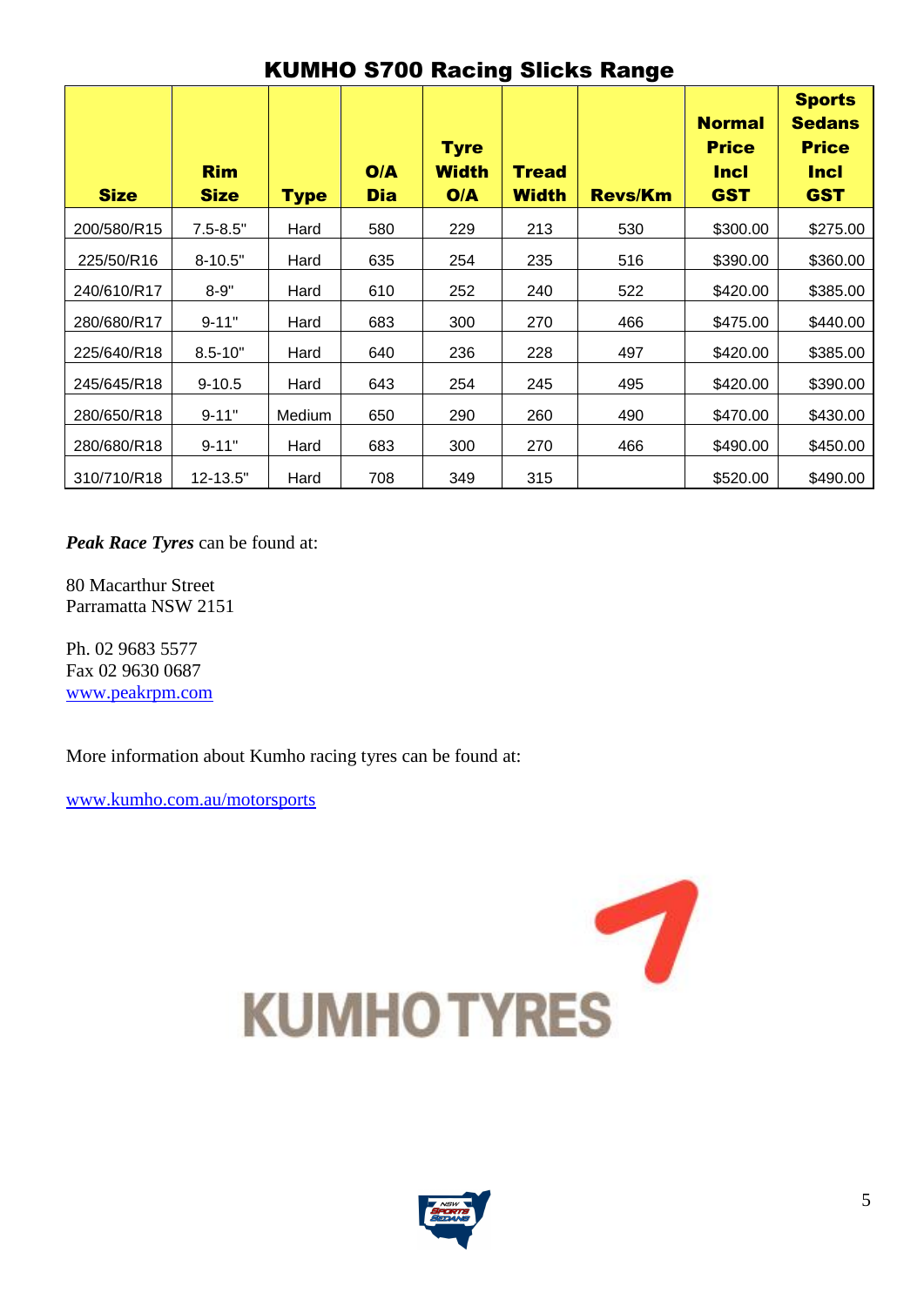## KUMHO S700 Racing Slicks Range

| Size | Rim Size | Type | O/A Dia | Tyre Width O/A | Tread Width | Revs/Km | Normal Price Incl GST | Sports Sedans Price Incl GST |
|---|---|---|---|---|---|---|---|---|
| 200/580/R15 | 7.5-8.5" | Hard | 580 | 229 | 213 | 530 | $300.00 | $275.00 |
| 225/50/R16 | 8-10.5" | Hard | 635 | 254 | 235 | 516 | $390.00 | $360.00 |
| 240/610/R17 | 8-9" | Hard | 610 | 252 | 240 | 522 | $420.00 | $385.00 |
| 280/680/R17 | 9-11" | Hard | 683 | 300 | 270 | 466 | $475.00 | $440.00 |
| 225/640/R18 | 8.5-10" | Hard | 640 | 236 | 228 | 497 | $420.00 | $385.00 |
| 245/645/R18 | 9-10.5 | Hard | 643 | 254 | 245 | 495 | $420.00 | $390.00 |
| 280/650/R18 | 9-11" | Medium | 650 | 290 | 260 | 490 | $470.00 | $430.00 |
| 280/680/R18 | 9-11" | Hard | 683 | 300 | 270 | 466 | $490.00 | $450.00 |
| 310/710/R18 | 12-13.5" | Hard | 708 | 349 | 315 | | $520.00 | $490.00 |

***Peak Race Tyres*** can be found at:

80 Macarthur Street
Parramatta NSW 2151

Ph. 02 9683 5577
Fax 02 9630 0687
www.peakrpm.com

More information about Kumho racing tyres can be found at:

www.kumho.com.au/motorsports

KUMHO TYRES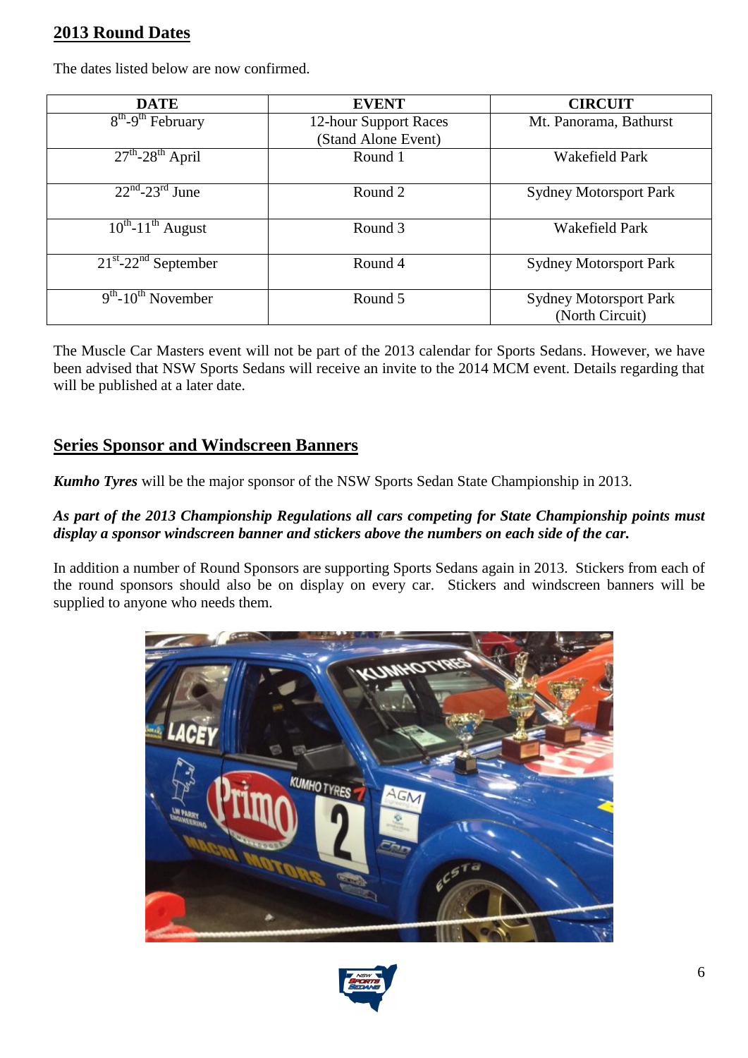## 2013 Round Dates

The dates listed below are now confirmed.

| DATE | EVENT | CIRCUIT |
|---|---|---|
| 8th-9th February | 12-hour Support Races (Stand Alone Event) | Mt. Panorama, Bathurst |
| 27th-28th April | Round 1 | Wakefield Park |
| 22nd-23rd June | Round 2 | Sydney Motorsport Park |
| 10th-11th August | Round 3 | Wakefield Park |
| 21st-22nd September | Round 4 | Sydney Motorsport Park |
| 9th-10th November | Round 5 | Sydney Motorsport Park (North Circuit) |

The Muscle Car Masters event will not be part of the 2013 calendar for Sports Sedans. However, we have been advised that NSW Sports Sedans will receive an invite to the 2014 MCM event. Details regarding that will be published at a later date.

## Series Sponsor and Windscreen Banners

***Kumho Tyres*** will be the major sponsor of the NSW Sports Sedan State Championship in 2013.

***As part of the 2013 Championship Regulations all cars competing for State Championship points must display a sponsor windscreen banner and stickers above the numbers on each side of the car.***

In addition a number of Round Sponsors are supporting Sports Sedans again in 2013. Stickers from each of the round sponsors should also be on display on every car. Stickers and windscreen banners will be supplied to anyone who needs them.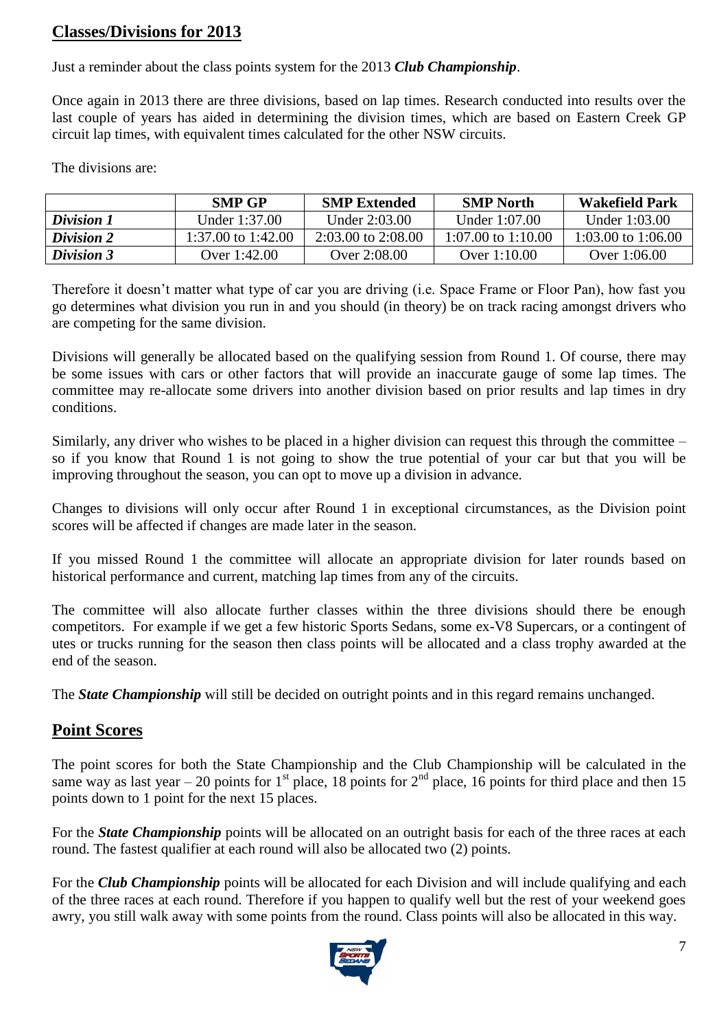## Classes/Divisions for 2013

Just a reminder about the class points system for the 2013 ***Club Championship***.

Once again in 2013 there are three divisions, based on lap times. Research conducted into results over the last couple of years has aided in determining the division times, which are based on Eastern Creek GP circuit lap times, with equivalent times calculated for the other NSW circuits.

The divisions are:

| | SMP GP | SMP Extended | SMP North | Wakefield Park |
|---|---|---|---|---|
| ***Division 1*** | Under 1:37.00 | Under 2:03.00 | Under 1:07.00 | Under 1:03.00 |
| ***Division 2*** | 1:37.00 to 1:42.00 | 2:03.00 to 2:08.00 | 1:07.00 to 1:10.00 | 1:03.00 to 1:06.00 |
| ***Division 3*** | Over 1:42.00 | Over 2:08.00 | Over 1:10.00 | Over 1:06.00 |

Therefore it doesn't matter what type of car you are driving (i.e. Space Frame or Floor Pan), how fast you go determines what division you run in and you should (in theory) be on track racing amongst drivers who are competing for the same division.

Divisions will generally be allocated based on the qualifying session from Round 1. Of course, there may be some issues with cars or other factors that will provide an inaccurate gauge of some lap times. The committee may re-allocate some drivers into another division based on prior results and lap times in dry conditions.

Similarly, any driver who wishes to be placed in a higher division can request this through the committee – so if you know that Round 1 is not going to show the true potential of your car but that you will be improving throughout the season, you can opt to move up a division in advance.

Changes to divisions will only occur after Round 1 in exceptional circumstances, as the Division point scores will be affected if changes are made later in the season.

If you missed Round 1 the committee will allocate an appropriate division for later rounds based on historical performance and current, matching lap times from any of the circuits.

The committee will also allocate further classes within the three divisions should there be enough competitors. For example if we get a few historic Sports Sedans, some ex-V8 Supercars, or a contingent of utes or trucks running for the season then class points will be allocated and a class trophy awarded at the end of the season.

The ***State Championship*** will still be decided on outright points and in this regard remains unchanged.

## Point Scores

The point scores for both the State Championship and the Club Championship will be calculated in the same way as last year – 20 points for 1st place, 18 points for 2nd place, 16 points for third place and then 15 points down to 1 point for the next 15 places.

For the ***State Championship*** points will be allocated on an outright basis for each of the three races at each round. The fastest qualifier at each round will also be allocated two (2) points.

For the ***Club Championship*** points will be allocated for each Division and will include qualifying and each of the three races at each round. Therefore if you happen to qualify well but the rest of your weekend goes awry, you still walk away with some points from the round. Class points will also be allocated in this way.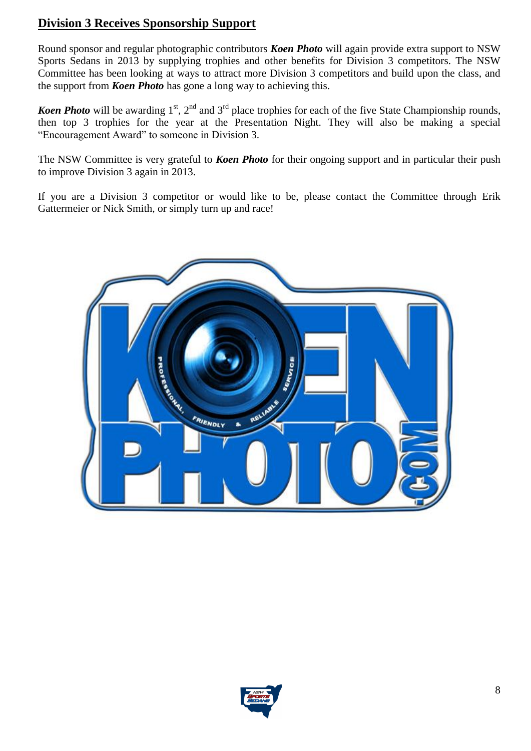## Division 3 Receives Sponsorship Support

Round sponsor and regular photographic contributors ***Koen Photo*** will again provide extra support to NSW Sports Sedans in 2013 by supplying trophies and other benefits for Division 3 competitors. The NSW Committee has been looking at ways to attract more Division 3 competitors and build upon the class, and the support from ***Koen Photo*** has gone a long way to achieving this.

***Koen Photo*** will be awarding 1st, 2nd and 3rd place trophies for each of the five State Championship rounds, then top 3 trophies for the year at the Presentation Night. They will also be making a special "Encouragement Award" to someone in Division 3.

The NSW Committee is very grateful to ***Koen Photo*** for their ongoing support and in particular their push to improve Division 3 again in 2013.

If you are a Division 3 competitor or would like to be, please contact the Committee through Erik Gattermeier or Nick Smith, or simply turn up and race!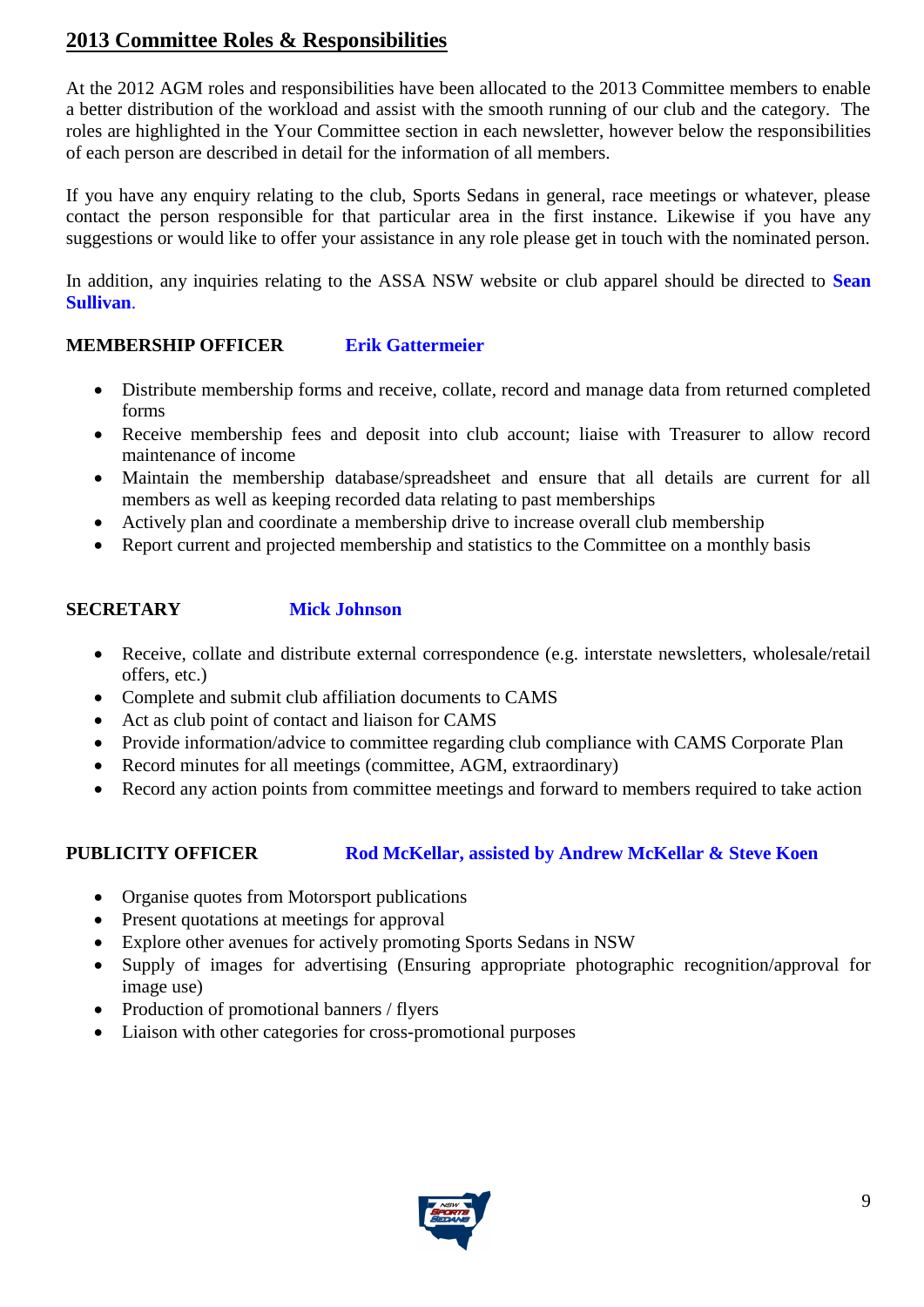## 2013 Committee Roles & Responsibilities

At the 2012 AGM roles and responsibilities have been allocated to the 2013 Committee members to enable a better distribution of the workload and assist with the smooth running of our club and the category. The roles are highlighted in the Your Committee section in each newsletter, however below the responsibilities of each person are described in detail for the information of all members.

If you have any enquiry relating to the club, Sports Sedans in general, race meetings or whatever, please contact the person responsible for that particular area in the first instance. Likewise if you have any suggestions or would like to offer your assistance in any role please get in touch with the nominated person.

In addition, any inquiries relating to the ASSA NSW website or club apparel should be directed to **Sean Sullivan**.

**MEMBERSHIP OFFICER** **Erik Gattermeier**

- Distribute membership forms and receive, collate, record and manage data from returned completed forms
- Receive membership fees and deposit into club account; liaise with Treasurer to allow record maintenance of income
- Maintain the membership database/spreadsheet and ensure that all details are current for all members as well as keeping recorded data relating to past memberships
- Actively plan and coordinate a membership drive to increase overall club membership
- Report current and projected membership and statistics to the Committee on a monthly basis

**SECRETARY** **Mick Johnson**

- Receive, collate and distribute external correspondence (e.g. interstate newsletters, wholesale/retail offers, etc.)
- Complete and submit club affiliation documents to CAMS
- Act as club point of contact and liaison for CAMS
- Provide information/advice to committee regarding club compliance with CAMS Corporate Plan
- Record minutes for all meetings (committee, AGM, extraordinary)
- Record any action points from committee meetings and forward to members required to take action

**PUBLICITY OFFICER** **Rod McKellar, assisted by Andrew McKellar & Steve Koen**

- Organise quotes from Motorsport publications
- Present quotations at meetings for approval
- Explore other avenues for actively promoting Sports Sedans in NSW
- Supply of images for advertising (Ensuring appropriate photographic recognition/approval for image use)
- Production of promotional banners / flyers
- Liaison with other categories for cross-promotional purposes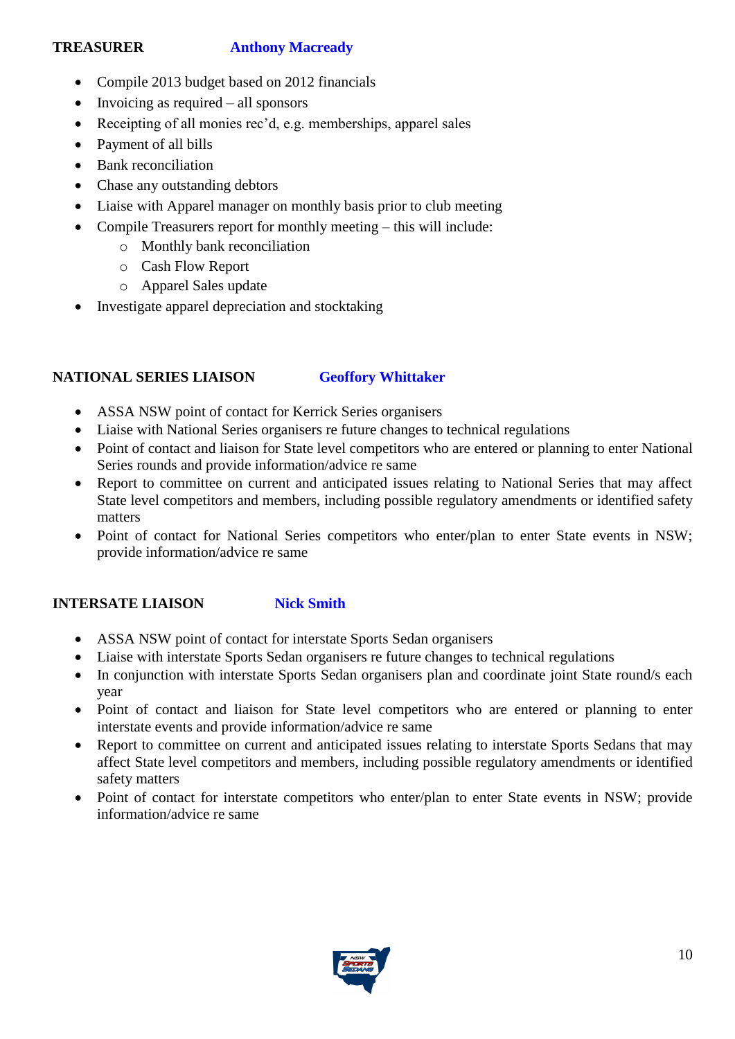**TREASURER** **Anthony Macready**

- Compile 2013 budget based on 2012 financials
- Invoicing as required – all sponsors
- Receipting of all monies rec'd, e.g. memberships, apparel sales
- Payment of all bills
- Bank reconciliation
- Chase any outstanding debtors
- Liaise with Apparel manager on monthly basis prior to club meeting
- Compile Treasurers report for monthly meeting – this will include:
  - Monthly bank reconciliation
  - Cash Flow Report
  - Apparel Sales update
- Investigate apparel depreciation and stocktaking

**NATIONAL SERIES LIAISON** **Geoffory Whittaker**

- ASSA NSW point of contact for Kerrick Series organisers
- Liaise with National Series organisers re future changes to technical regulations
- Point of contact and liaison for State level competitors who are entered or planning to enter National Series rounds and provide information/advice re same
- Report to committee on current and anticipated issues relating to National Series that may affect State level competitors and members, including possible regulatory amendments or identified safety matters
- Point of contact for National Series competitors who enter/plan to enter State events in NSW; provide information/advice re same

**INTERSATE LIAISON** **Nick Smith**

- ASSA NSW point of contact for interstate Sports Sedan organisers
- Liaise with interstate Sports Sedan organisers re future changes to technical regulations
- In conjunction with interstate Sports Sedan organisers plan and coordinate joint State round/s each year
- Point of contact and liaison for State level competitors who are entered or planning to enter interstate events and provide information/advice re same
- Report to committee on current and anticipated issues relating to interstate Sports Sedans that may affect State level competitors and members, including possible regulatory amendments or identified safety matters
- Point of contact for interstate competitors who enter/plan to enter State events in NSW; provide information/advice re same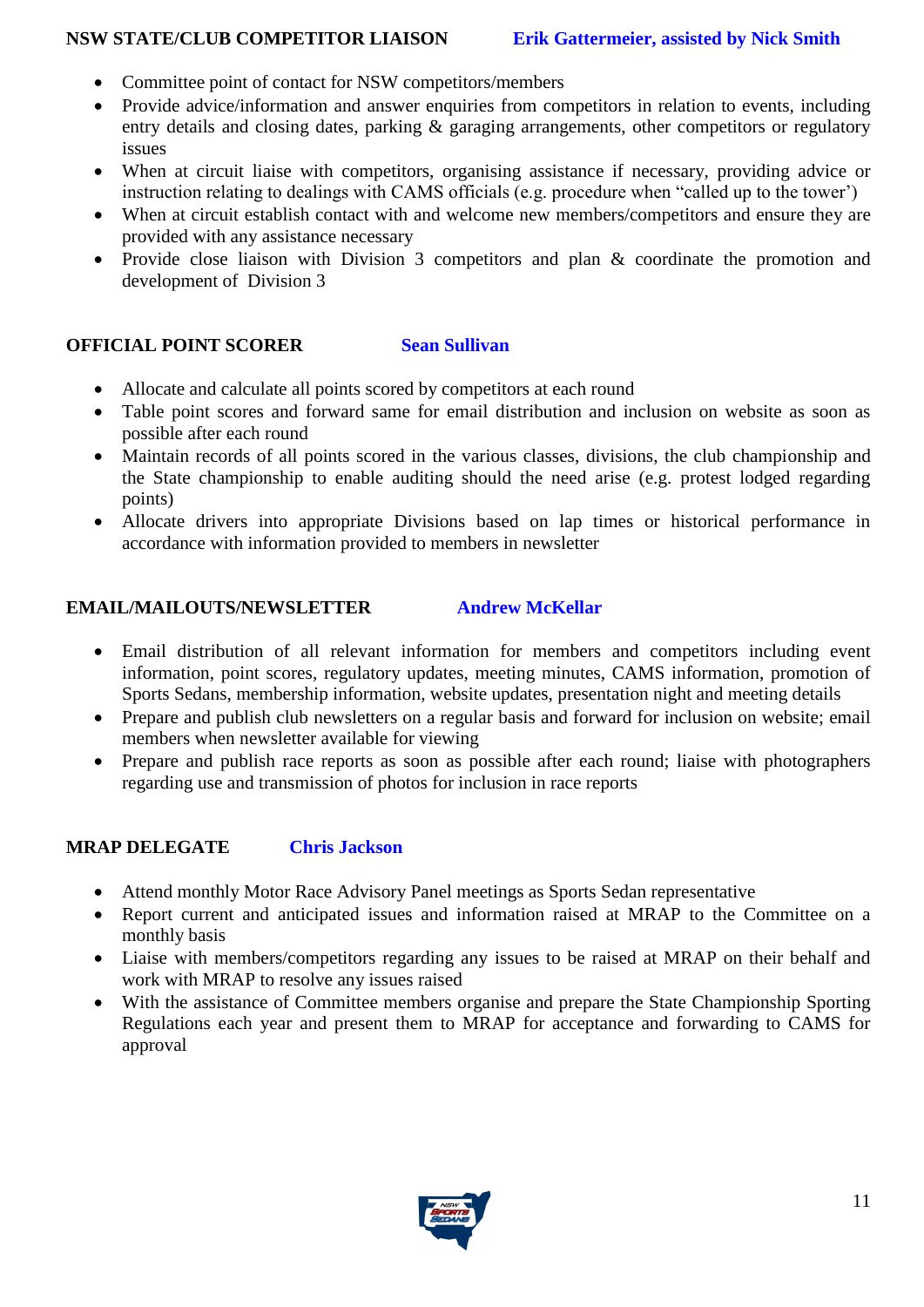**NSW STATE/CLUB COMPETITOR LIAISON** **Erik Gattermeier, assisted by Nick Smith**

- Committee point of contact for NSW competitors/members
- Provide advice/information and answer enquiries from competitors in relation to events, including entry details and closing dates, parking & garaging arrangements, other competitors or regulatory issues
- When at circuit liaise with competitors, organising assistance if necessary, providing advice or instruction relating to dealings with CAMS officials (e.g. procedure when "called up to the tower')
- When at circuit establish contact with and welcome new members/competitors and ensure they are provided with any assistance necessary
- Provide close liaison with Division 3 competitors and plan & coordinate the promotion and development of Division 3

**OFFICIAL POINT SCORER** **Sean Sullivan**

- Allocate and calculate all points scored by competitors at each round
- Table point scores and forward same for email distribution and inclusion on website as soon as possible after each round
- Maintain records of all points scored in the various classes, divisions, the club championship and the State championship to enable auditing should the need arise (e.g. protest lodged regarding points)
- Allocate drivers into appropriate Divisions based on lap times or historical performance in accordance with information provided to members in newsletter

**EMAIL/MAILOUTS/NEWSLETTER** **Andrew McKellar**

- Email distribution of all relevant information for members and competitors including event information, point scores, regulatory updates, meeting minutes, CAMS information, promotion of Sports Sedans, membership information, website updates, presentation night and meeting details
- Prepare and publish club newsletters on a regular basis and forward for inclusion on website; email members when newsletter available for viewing
- Prepare and publish race reports as soon as possible after each round; liaise with photographers regarding use and transmission of photos for inclusion in race reports

**MRAP DELEGATE** **Chris Jackson**

- Attend monthly Motor Race Advisory Panel meetings as Sports Sedan representative
- Report current and anticipated issues and information raised at MRAP to the Committee on a monthly basis
- Liaise with members/competitors regarding any issues to be raised at MRAP on their behalf and work with MRAP to resolve any issues raised
- With the assistance of Committee members organise and prepare the State Championship Sporting Regulations each year and present them to MRAP for acceptance and forwarding to CAMS for approval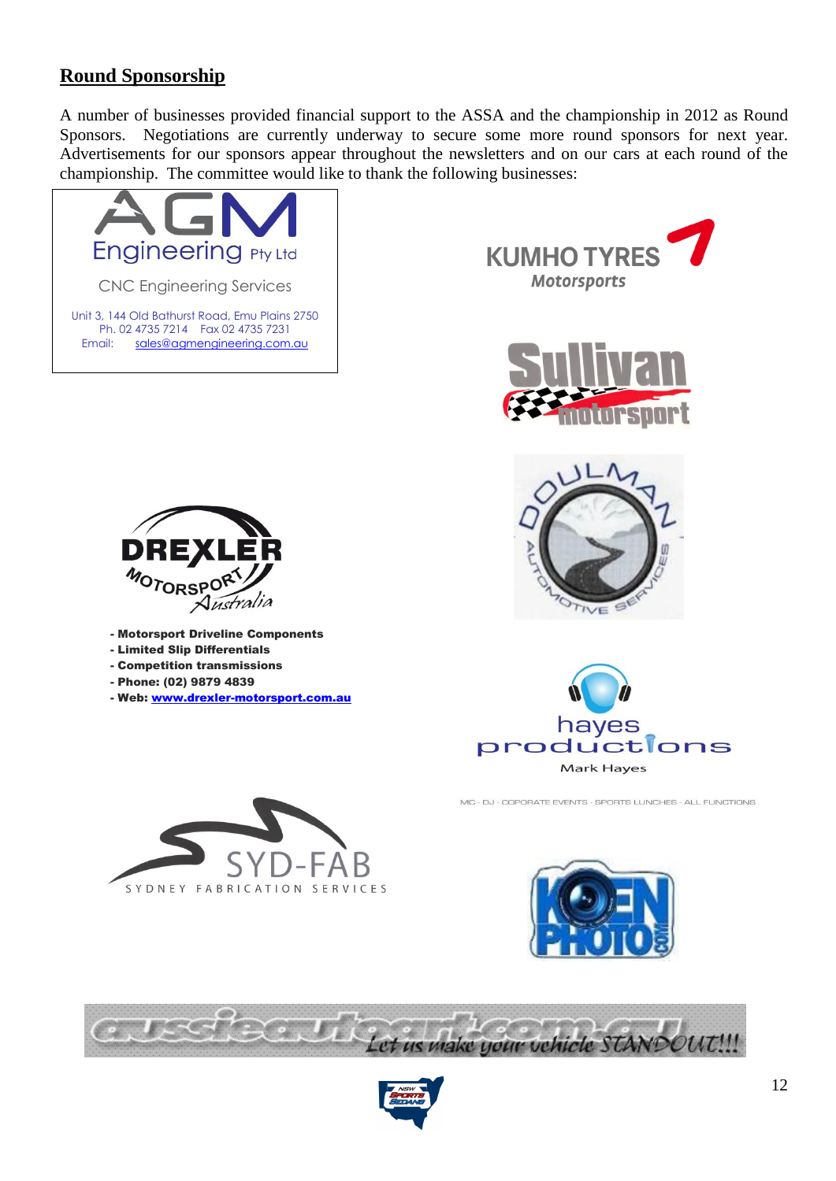## Round Sponsorship

A number of businesses provided financial support to the ASSA and the championship in 2012 as Round Sponsors. Negotiations are currently underway to secure some more round sponsors for next year. Advertisements for our sponsors appear throughout the newsletters and on our cars at each round of the championship. The committee would like to thank the following businesses:

AGM Engineering Pty Ltd

CNC Engineering Services

Unit 3, 144 Old Bathurst Road, Emu Plains 2750
Ph. 02 4735 7214 Fax 02 4735 7231
Email: sales@agmengineering.com.au

KUMHO TYRES Motorsports

Sullivan motorsport

DREXLER MOTORSPORT Australia

- Motorsport Driveline Components
- Limited Slip Differentials
- Competition transmissions
- Phone: (02) 9879 4839
- Web: www.drexler-motorsport.com.au

OULMAN AUTOMOTIVE SERVICES

hayes productions
Mark Hayes

MC - DJ - COPORATE EVENTS - SPORTS LUNCHES - ALL FUNCTIONS

SYD-FAB
SYDNEY FABRICATION SERVICES

KOEN PHOTO .COM

aussieautoart.com.au Let us make your vehicle STANDOUT!!!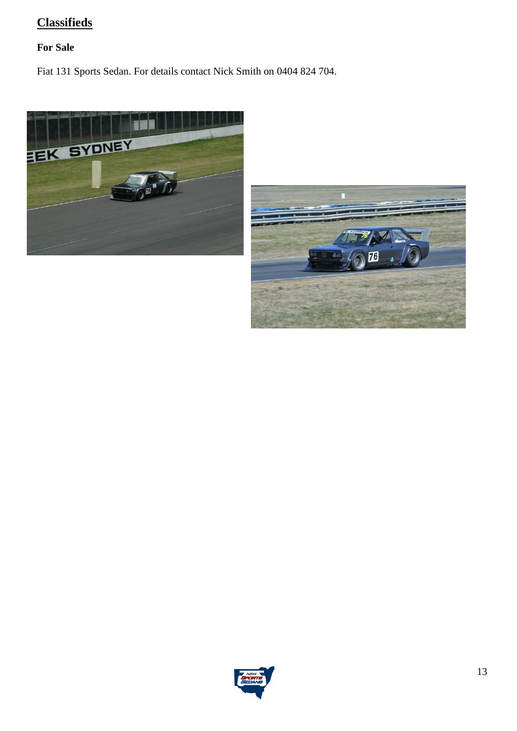## Classifieds

### For Sale

Fiat 131 Sports Sedan. For details contact Nick Smith on 0404 824 704.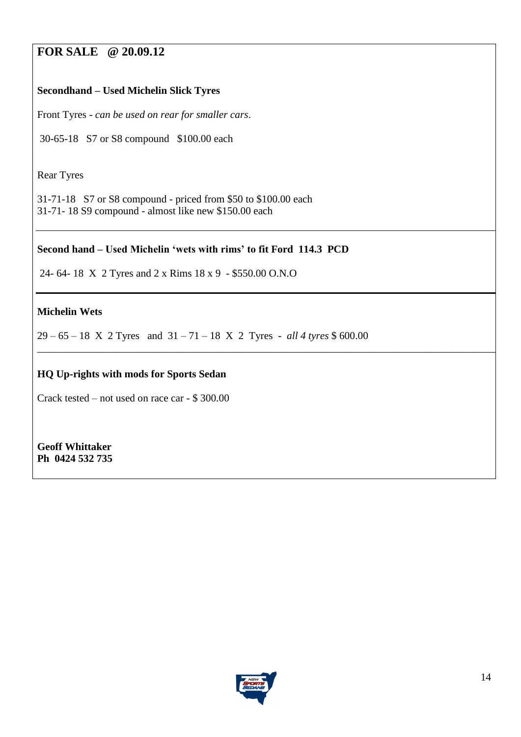# FOR SALE @ 20.09.12

**Secondhand – Used Michelin Slick Tyres**

Front Tyres - *can be used on rear for smaller cars*.

30-65-18 S7 or S8 compound $100.00 each

Rear Tyres

31-71-18 S7 or S8 compound - priced from $50 to $100.00 each
31-71- 18 S9 compound - almost like new $150.00 each

---

**Second hand – Used Michelin 'wets with rims' to fit Ford 114.3 PCD**

24- 64- 18 X 2 Tyres and 2 x Rims 18 x 9 - $550.00 O.N.O

---

**Michelin Wets**

29 – 65 – 18 X 2 Tyres and 31 – 71 – 18 X 2 Tyres - *all 4 tyres* $ 600.00

---

**HQ Up-rights with mods for Sports Sedan**

Crack tested – not used on race car - $ 300.00

**Geoff Whittaker**
**Ph 0424 532 735**